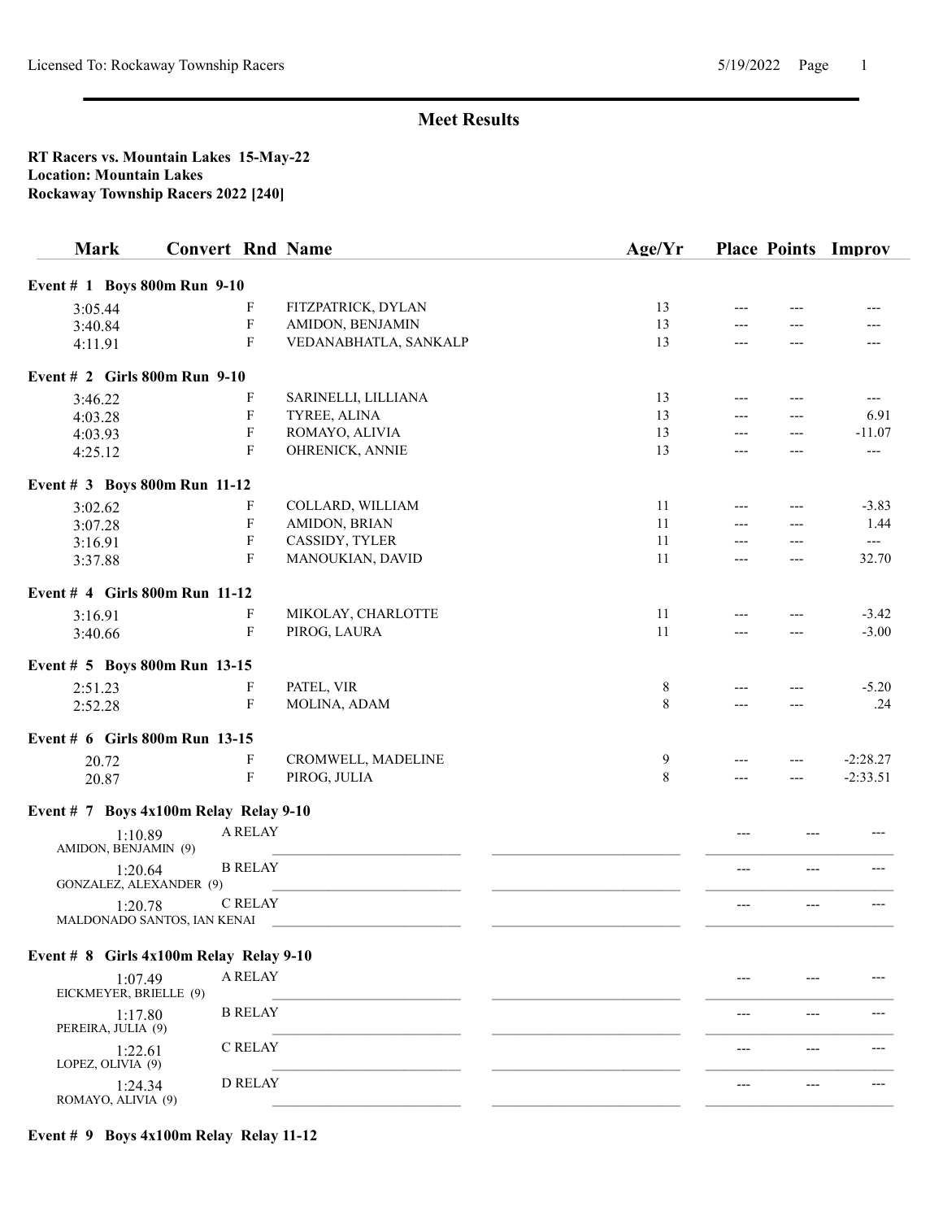## Meet Results

**RT Racers vs. Mountain Lakes 15-May-22**
**Location: Mountain Lakes**
**Rockaway Township Racers 2022 [240]**

| Mark | Convert | Rnd | Name | Age/Yr | Place | Points | Improv |
|---|---|---|---|---|---|---|---|
| **Event # 1 Boys 800m Run 9-10** | | | | | | | |
| 3:05.44 | | F | FITZPATRICK, DYLAN | 13 | --- | --- | --- |
| 3:40.84 | | F | AMIDON, BENJAMIN | 13 | --- | --- | --- |
| 4:11.91 | | F | VEDANABHATLA, SANKALP | 13 | --- | --- | --- |
| **Event # 2 Girls 800m Run 9-10** | | | | | | | |
| 3:46.22 | | F | SARINELLI, LILLIANA | 13 | --- | --- | --- |
| 4:03.28 | | F | TYREE, ALINA | 13 | --- | --- | 6.91 |
| 4:03.93 | | F | ROMAYO, ALIVIA | 13 | --- | --- | -11.07 |
| 4:25.12 | | F | OHRENICK, ANNIE | 13 | --- | --- | --- |
| **Event # 3 Boys 800m Run 11-12** | | | | | | | |
| 3:02.62 | | F | COLLARD, WILLIAM | 11 | --- | --- | -3.83 |
| 3:07.28 | | F | AMIDON, BRIAN | 11 | --- | --- | 1.44 |
| 3:16.91 | | F | CASSIDY, TYLER | 11 | --- | --- | --- |
| 3:37.88 | | F | MANOUKIAN, DAVID | 11 | --- | --- | 32.70 |
| **Event # 4 Girls 800m Run 11-12** | | | | | | | |
| 3:16.91 | | F | MIKOLAY, CHARLOTTE | 11 | --- | --- | -3.42 |
| 3:40.66 | | F | PIROG, LAURA | 11 | --- | --- | -3.00 |
| **Event # 5 Boys 800m Run 13-15** | | | | | | | |
| 2:51.23 | | F | PATEL, VIR | 8 | --- | --- | -5.20 |
| 2:52.28 | | F | MOLINA, ADAM | 8 | --- | --- | .24 |
| **Event # 6 Girls 800m Run 13-15** | | | | | | | |
| 20.72 | | F | CROMWELL, MADELINE | 9 | --- | --- | -2:28.27 |
| 20.87 | | F | PIROG, JULIA | 8 | --- | --- | -2:33.51 |

**Event # 7 Boys 4x100m Relay Relay 9-10**

| Mark | Relay | Place | Points | Improv |
|---|---|---|---|---|
| 1:10.89 | A RELAY | --- | --- | --- |
| AMIDON, BENJAMIN (9) | | | | |
| 1:20.64 | B RELAY | --- | --- | --- |
| GONZALEZ, ALEXANDER (9) | | | | |
| 1:20.78 | C RELAY | --- | --- | --- |
| MALDONADO SANTOS, IAN KENAI | | | | |

**Event # 8 Girls 4x100m Relay Relay 9-10**

| Mark | Relay | Place | Points | Improv |
|---|---|---|---|---|
| 1:07.49 | A RELAY | --- | --- | --- |
| EICKMEYER, BRIELLE (9) | | | | |
| 1:17.80 | B RELAY | --- | --- | --- |
| PEREIRA, JULIA (9) | | | | |
| 1:22.61 | C RELAY | --- | --- | --- |
| LOPEZ, OLIVIA (9) | | | | |
| 1:24.34 | D RELAY | --- | --- | --- |
| ROMAYO, ALIVIA (9) | | | | |

**Event # 9 Boys 4x100m Relay Relay 11-12**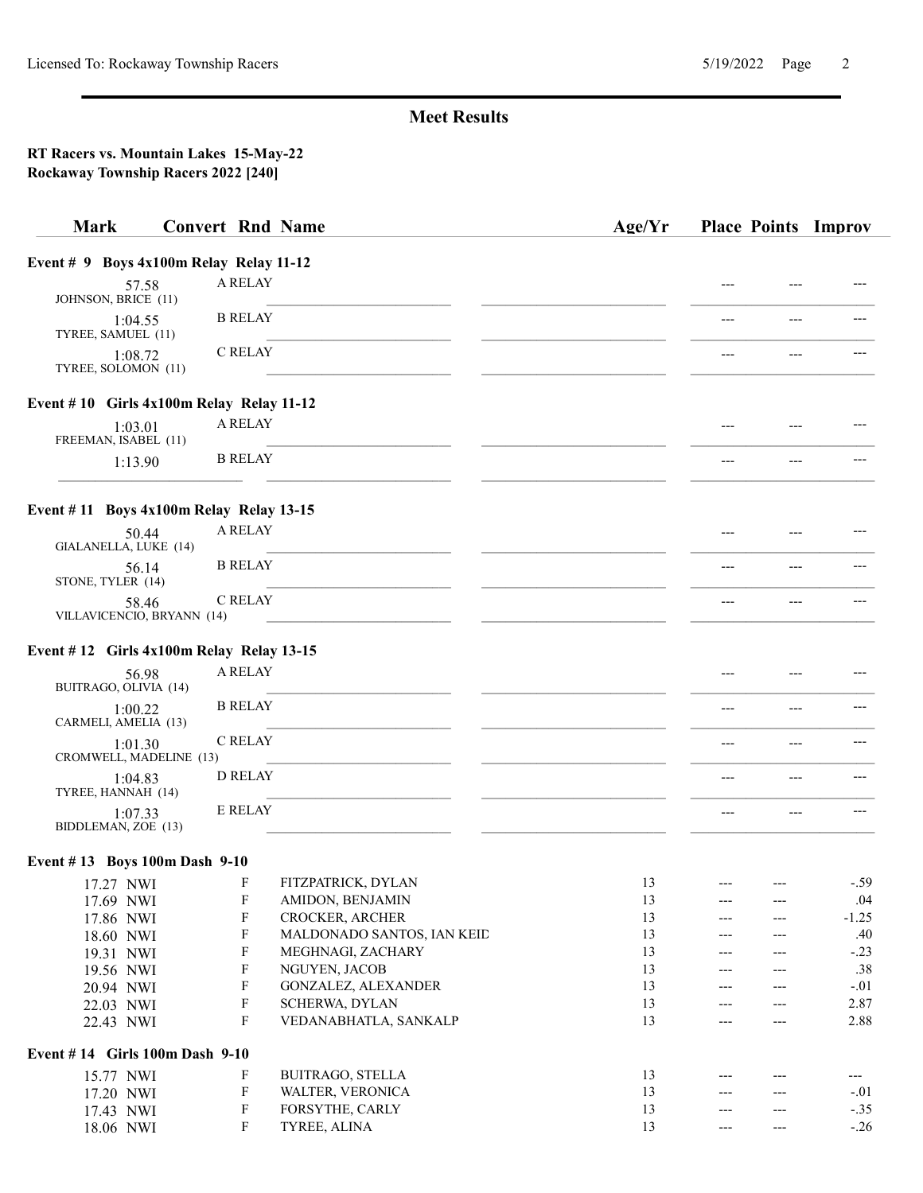## Meet Results

**RT Racers vs. Mountain Lakes 15-May-22**
**Rockaway Township Racers 2022 [240]**

| Mark | Convert | Rnd | Name | Age/Yr | Place | Points | Improv |
|---|---|---|---|---|---|---|---|
| **Event # 9 Boys 4x100m Relay Relay 11-12** | | | | | | | |
| 57.58 JOHNSON, BRICE (11) | | A RELAY | | | --- | --- | --- |
| 1:04.55 TYREE, SAMUEL (11) | | B RELAY | | | --- | --- | --- |
| 1:08.72 TYREE, SOLOMON (11) | | C RELAY | | | --- | --- | --- |
| **Event # 10 Girls 4x100m Relay Relay 11-12** | | | | | | | |
| 1:03.01 FREEMAN, ISABEL (11) | | A RELAY | | | --- | --- | --- |
| 1:13.90 | | B RELAY | | | --- | --- | --- |
| **Event # 11 Boys 4x100m Relay Relay 13-15** | | | | | | | |
| 50.44 GIALANELLA, LUKE (14) | | A RELAY | | | --- | --- | --- |
| 56.14 STONE, TYLER (14) | | B RELAY | | | --- | --- | --- |
| 58.46 VILLAVICENCIO, BRYANN (14) | | C RELAY | | | --- | --- | --- |
| **Event # 12 Girls 4x100m Relay Relay 13-15** | | | | | | | |
| 56.98 BUITRAGO, OLIVIA (14) | | A RELAY | | | --- | --- | --- |
| 1:00.22 CARMELI, AMELIA (13) | | B RELAY | | | --- | --- | --- |
| 1:01.30 CROMWELL, MADELINE (13) | | C RELAY | | | --- | --- | --- |
| 1:04.83 TYREE, HANNAH (14) | | D RELAY | | | --- | --- | --- |
| 1:07.33 BIDDLEMAN, ZOE (13) | | E RELAY | | | --- | --- | --- |
| **Event # 13 Boys 100m Dash 9-10** | | | | | | | |
| 17.27 NWI | | F | FITZPATRICK, DYLAN | 13 | --- | --- | -.59 |
| 17.69 NWI | | F | AMIDON, BENJAMIN | 13 | --- | --- | .04 |
| 17.86 NWI | | F | CROCKER, ARCHER | 13 | --- | --- | -1.25 |
| 18.60 NWI | | F | MALDONADO SANTOS, IAN KEID | 13 | --- | --- | .40 |
| 19.31 NWI | | F | MEGHNAGI, ZACHARY | 13 | --- | --- | -.23 |
| 19.56 NWI | | F | NGUYEN, JACOB | 13 | --- | --- | .38 |
| 20.94 NWI | | F | GONZALEZ, ALEXANDER | 13 | --- | --- | -.01 |
| 22.03 NWI | | F | SCHERWA, DYLAN | 13 | --- | --- | 2.87 |
| 22.43 NWI | | F | VEDANABHATLA, SANKALP | 13 | --- | --- | 2.88 |
| **Event # 14 Girls 100m Dash 9-10** | | | | | | | |
| 15.77 NWI | | F | BUITRAGO, STELLA | 13 | --- | --- | --- |
| 17.20 NWI | | F | WALTER, VERONICA | 13 | --- | --- | -.01 |
| 17.43 NWI | | F | FORSYTHE, CARLY | 13 | --- | --- | -.35 |
| 18.06 NWI | | F | TYREE, ALINA | 13 | --- | --- | -.26 |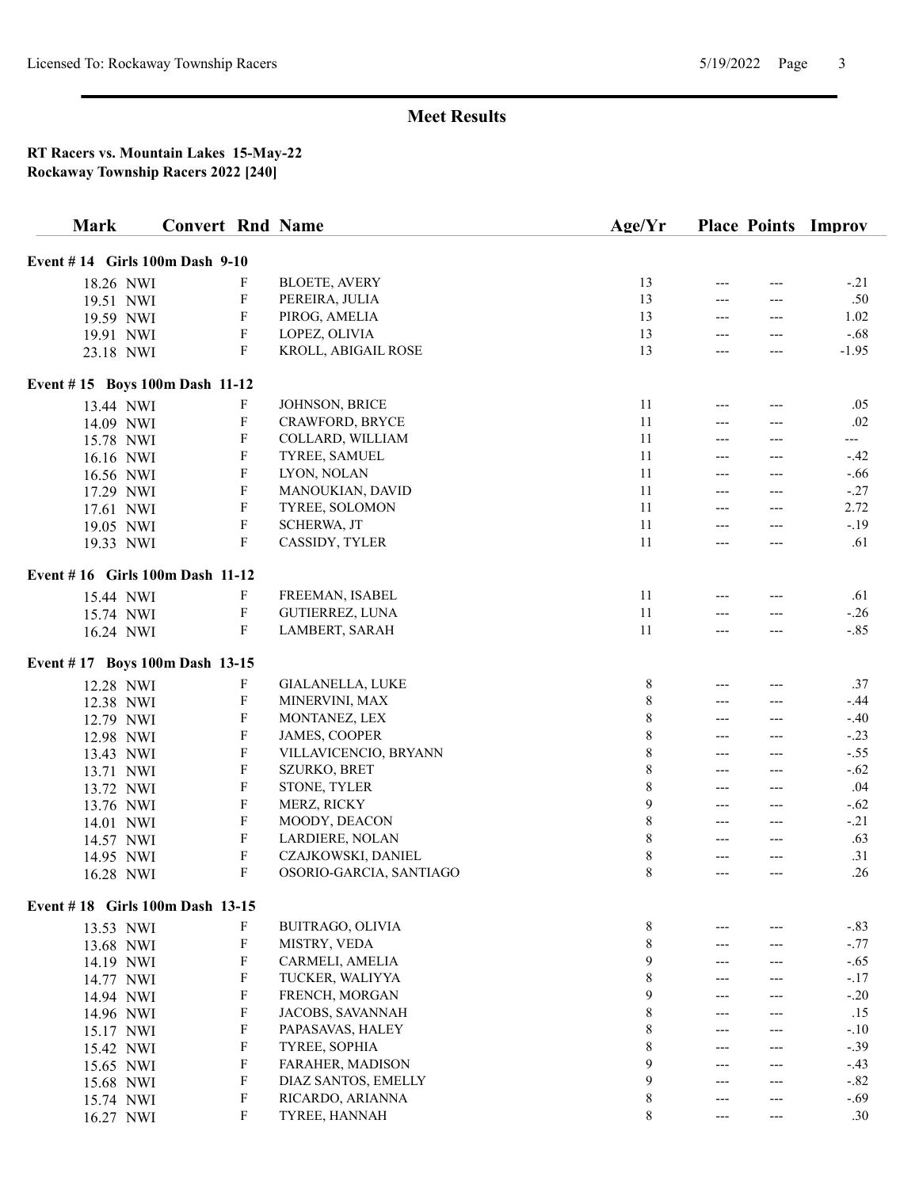## Meet Results

**RT Racers vs. Mountain Lakes 15-May-22**
**Rockaway Township Racers 2022 [240]**

| Mark | Convert | Rnd | Name | Age/Yr | Place | Points | Improv |
|---|---|---|---|---|---|---|---|
| **Event # 14 Girls 100m Dash 9-10** | | | | | | | |
| 18.26 | NWI | F | BLOETE, AVERY | 13 | --- | --- | -.21 |
| 19.51 | NWI | F | PEREIRA, JULIA | 13 | --- | --- | .50 |
| 19.59 | NWI | F | PIROG, AMELIA | 13 | --- | --- | 1.02 |
| 19.91 | NWI | F | LOPEZ, OLIVIA | 13 | --- | --- | -.68 |
| 23.18 | NWI | F | KROLL, ABIGAIL ROSE | 13 | --- | --- | -1.95 |
| **Event # 15 Boys 100m Dash 11-12** | | | | | | | |
| 13.44 | NWI | F | JOHNSON, BRICE | 11 | --- | --- | .05 |
| 14.09 | NWI | F | CRAWFORD, BRYCE | 11 | --- | --- | .02 |
| 15.78 | NWI | F | COLLARD, WILLIAM | 11 | --- | --- | --- |
| 16.16 | NWI | F | TYREE, SAMUEL | 11 | --- | --- | -.42 |
| 16.56 | NWI | F | LYON, NOLAN | 11 | --- | --- | -.66 |
| 17.29 | NWI | F | MANOUKIAN, DAVID | 11 | --- | --- | -.27 |
| 17.61 | NWI | F | TYREE, SOLOMON | 11 | --- | --- | 2.72 |
| 19.05 | NWI | F | SCHERWA, JT | 11 | --- | --- | -.19 |
| 19.33 | NWI | F | CASSIDY, TYLER | 11 | --- | --- | .61 |
| **Event # 16 Girls 100m Dash 11-12** | | | | | | | |
| 15.44 | NWI | F | FREEMAN, ISABEL | 11 | --- | --- | .61 |
| 15.74 | NWI | F | GUTIERREZ, LUNA | 11 | --- | --- | -.26 |
| 16.24 | NWI | F | LAMBERT, SARAH | 11 | --- | --- | -.85 |
| **Event # 17 Boys 100m Dash 13-15** | | | | | | | |
| 12.28 | NWI | F | GIALANELLA, LUKE | 8 | --- | --- | .37 |
| 12.38 | NWI | F | MINERVINI, MAX | 8 | --- | --- | -.44 |
| 12.79 | NWI | F | MONTANEZ, LEX | 8 | --- | --- | -.40 |
| 12.98 | NWI | F | JAMES, COOPER | 8 | --- | --- | -.23 |
| 13.43 | NWI | F | VILLAVICENCIO, BRYANN | 8 | --- | --- | -.55 |
| 13.71 | NWI | F | SZURKO, BRET | 8 | --- | --- | -.62 |
| 13.72 | NWI | F | STONE, TYLER | 8 | --- | --- | .04 |
| 13.76 | NWI | F | MERZ, RICKY | 9 | --- | --- | -.62 |
| 14.01 | NWI | F | MOODY, DEACON | 8 | --- | --- | -.21 |
| 14.57 | NWI | F | LARDIERE, NOLAN | 8 | --- | --- | .63 |
| 14.95 | NWI | F | CZAJKOWSKI, DANIEL | 8 | --- | --- | .31 |
| 16.28 | NWI | F | OSORIO-GARCIA, SANTIAGO | 8 | --- | --- | .26 |
| **Event # 18 Girls 100m Dash 13-15** | | | | | | | |
| 13.53 | NWI | F | BUITRAGO, OLIVIA | 8 | --- | --- | -.83 |
| 13.68 | NWI | F | MISTRY, VEDA | 8 | --- | --- | -.77 |
| 14.19 | NWI | F | CARMELI, AMELIA | 9 | --- | --- | -.65 |
| 14.77 | NWI | F | TUCKER, WALIYYA | 8 | --- | --- | -.17 |
| 14.94 | NWI | F | FRENCH, MORGAN | 9 | --- | --- | -.20 |
| 14.96 | NWI | F | JACOBS, SAVANNAH | 8 | --- | --- | .15 |
| 15.17 | NWI | F | PAPASAVAS, HALEY | 8 | --- | --- | -.10 |
| 15.42 | NWI | F | TYREE, SOPHIA | 8 | --- | --- | -.39 |
| 15.65 | NWI | F | FARAHER, MADISON | 9 | --- | --- | -.43 |
| 15.68 | NWI | F | DIAZ SANTOS, EMELLY | 9 | --- | --- | -.82 |
| 15.74 | NWI | F | RICARDO, ARIANNA | 8 | --- | --- | -.69 |
| 16.27 | NWI | F | TYREE, HANNAH | 8 | --- | --- | .30 |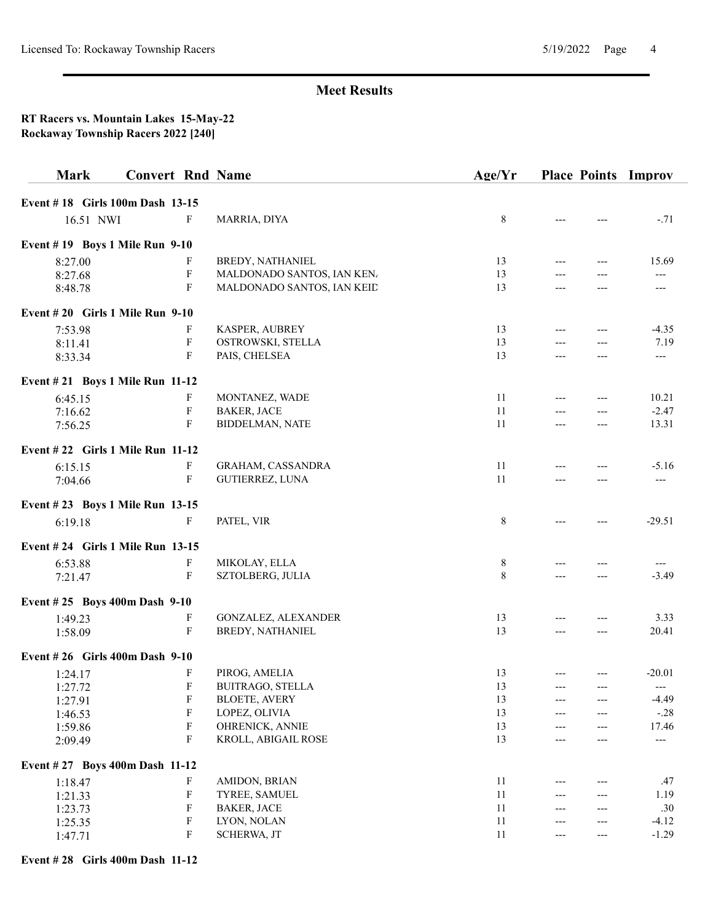## Meet Results

**RT Racers vs. Mountain Lakes 15-May-22**
**Rockaway Township Racers 2022 [240]**

| Mark | Convert | Rnd | Name | Age/Yr | Place | Points | Improv |
|---|---|---|---|---|---|---|---|
| **Event # 18 Girls 100m Dash 13-15** | | | | | | | |
| 16.51 NWI | | F | MARRIA, DIYA | 8 | --- | --- | -.71 |
| **Event # 19 Boys 1 Mile Run 9-10** | | | | | | | |
| 8:27.00 | | F | BREDY, NATHANIEL | 13 | --- | --- | 15.69 |
| 8:27.68 | | F | MALDONADO SANTOS, IAN KEN. | 13 | --- | --- | --- |
| 8:48.78 | | F | MALDONADO SANTOS, IAN KEID | 13 | --- | --- | --- |
| **Event # 20 Girls 1 Mile Run 9-10** | | | | | | | |
| 7:53.98 | | F | KASPER, AUBREY | 13 | --- | --- | -4.35 |
| 8:11.41 | | F | OSTROWSKI, STELLA | 13 | --- | --- | 7.19 |
| 8:33.34 | | F | PAIS, CHELSEA | 13 | --- | --- | --- |
| **Event # 21 Boys 1 Mile Run 11-12** | | | | | | | |
| 6:45.15 | | F | MONTANEZ, WADE | 11 | --- | --- | 10.21 |
| 7:16.62 | | F | BAKER, JACE | 11 | --- | --- | -2.47 |
| 7:56.25 | | F | BIDDELMAN, NATE | 11 | --- | --- | 13.31 |
| **Event # 22 Girls 1 Mile Run 11-12** | | | | | | | |
| 6:15.15 | | F | GRAHAM, CASSANDRA | 11 | --- | --- | -5.16 |
| 7:04.66 | | F | GUTIERREZ, LUNA | 11 | --- | --- | --- |
| **Event # 23 Boys 1 Mile Run 13-15** | | | | | | | |
| 6:19.18 | | F | PATEL, VIR | 8 | --- | --- | -29.51 |
| **Event # 24 Girls 1 Mile Run 13-15** | | | | | | | |
| 6:53.88 | | F | MIKOLAY, ELLA | 8 | --- | --- | --- |
| 7:21.47 | | F | SZTOLBERG, JULIA | 8 | --- | --- | -3.49 |
| **Event # 25 Boys 400m Dash 9-10** | | | | | | | |
| 1:49.23 | | F | GONZALEZ, ALEXANDER | 13 | --- | --- | 3.33 |
| 1:58.09 | | F | BREDY, NATHANIEL | 13 | --- | --- | 20.41 |
| **Event # 26 Girls 400m Dash 9-10** | | | | | | | |
| 1:24.17 | | F | PIROG, AMELIA | 13 | --- | --- | -20.01 |
| 1:27.72 | | F | BUITRAGO, STELLA | 13 | --- | --- | --- |
| 1:27.91 | | F | BLOETE, AVERY | 13 | --- | --- | -4.49 |
| 1:46.53 | | F | LOPEZ, OLIVIA | 13 | --- | --- | -.28 |
| 1:59.86 | | F | OHRENICK, ANNIE | 13 | --- | --- | 17.46 |
| 2:09.49 | | F | KROLL, ABIGAIL ROSE | 13 | --- | --- | --- |
| **Event # 27 Boys 400m Dash 11-12** | | | | | | | |
| 1:18.47 | | F | AMIDON, BRIAN | 11 | --- | --- | .47 |
| 1:21.33 | | F | TYREE, SAMUEL | 11 | --- | --- | 1.19 |
| 1:23.73 | | F | BAKER, JACE | 11 | --- | --- | .30 |
| 1:25.35 | | F | LYON, NOLAN | 11 | --- | --- | -4.12 |
| 1:47.71 | | F | SCHERWA, JT | 11 | --- | --- | -1.29 |
| **Event # 28 Girls 400m Dash 11-12** | | | | | | | |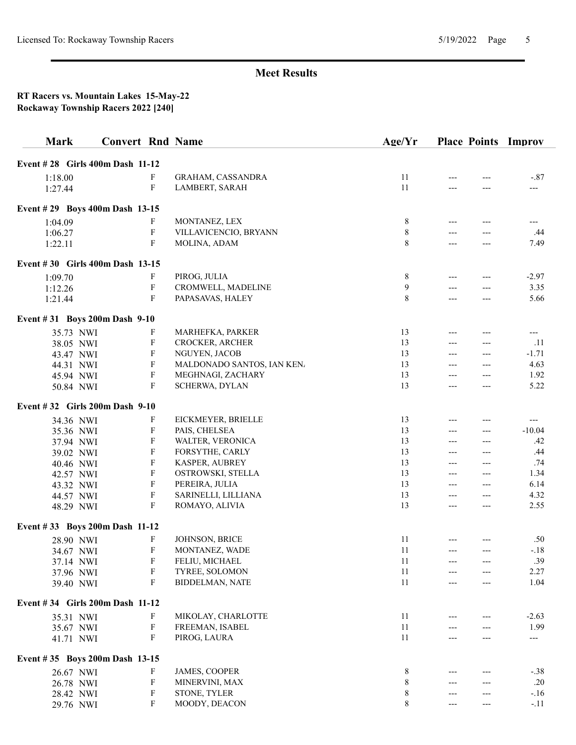## Meet Results

**RT Racers vs. Mountain Lakes 15-May-22**
**Rockaway Township Racers 2022 [240]**

| Mark | Convert | Rnd | Name | Age/Yr | Place | Points | Improv |
|---|---|---|---|---|---|---|---|
| **Event # 28 Girls 400m Dash 11-12** | | | | | | | |
| 1:18.00 | | F | GRAHAM, CASSANDRA | 11 | --- | --- | -.87 |
| 1:27.44 | | F | LAMBERT, SARAH | 11 | --- | --- | --- |
| **Event # 29 Boys 400m Dash 13-15** | | | | | | | |
| 1:04.09 | | F | MONTANEZ, LEX | 8 | --- | --- | --- |
| 1:06.27 | | F | VILLAVICENCIO, BRYANN | 8 | --- | --- | .44 |
| 1:22.11 | | F | MOLINA, ADAM | 8 | --- | --- | 7.49 |
| **Event # 30 Girls 400m Dash 13-15** | | | | | | | |
| 1:09.70 | | F | PIROG, JULIA | 8 | --- | --- | -2.97 |
| 1:12.26 | | F | CROMWELL, MADELINE | 9 | --- | --- | 3.35 |
| 1:21.44 | | F | PAPASAVAS, HALEY | 8 | --- | --- | 5.66 |
| **Event # 31 Boys 200m Dash 9-10** | | | | | | | |
| 35.73 NWI | | F | MARHEFKA, PARKER | 13 | --- | --- | --- |
| 38.05 NWI | | F | CROCKER, ARCHER | 13 | --- | --- | .11 |
| 43.47 NWI | | F | NGUYEN, JACOB | 13 | --- | --- | -1.71 |
| 44.31 NWI | | F | MALDONADO SANTOS, IAN KEN. | 13 | --- | --- | 4.63 |
| 45.94 NWI | | F | MEGHNAGI, ZACHARY | 13 | --- | --- | 1.92 |
| 50.84 NWI | | F | SCHERWA, DYLAN | 13 | --- | --- | 5.22 |
| **Event # 32 Girls 200m Dash 9-10** | | | | | | | |
| 34.36 NWI | | F | EICKMEYER, BRIELLE | 13 | --- | --- | --- |
| 35.36 NWI | | F | PAIS, CHELSEA | 13 | --- | --- | -10.04 |
| 37.94 NWI | | F | WALTER, VERONICA | 13 | --- | --- | .42 |
| 39.02 NWI | | F | FORSYTHE, CARLY | 13 | --- | --- | .44 |
| 40.46 NWI | | F | KASPER, AUBREY | 13 | --- | --- | .74 |
| 42.57 NWI | | F | OSTROWSKI, STELLA | 13 | --- | --- | 1.34 |
| 43.32 NWI | | F | PEREIRA, JULIA | 13 | --- | --- | 6.14 |
| 44.57 NWI | | F | SARINELLI, LILLIANA | 13 | --- | --- | 4.32 |
| 48.29 NWI | | F | ROMAYO, ALIVIA | 13 | --- | --- | 2.55 |
| **Event # 33 Boys 200m Dash 11-12** | | | | | | | |
| 28.90 NWI | | F | JOHNSON, BRICE | 11 | --- | --- | .50 |
| 34.67 NWI | | F | MONTANEZ, WADE | 11 | --- | --- | -.18 |
| 37.14 NWI | | F | FELIU, MICHAEL | 11 | --- | --- | .39 |
| 37.96 NWI | | F | TYREE, SOLOMON | 11 | --- | --- | 2.27 |
| 39.40 NWI | | F | BIDDELMAN, NATE | 11 | --- | --- | 1.04 |
| **Event # 34 Girls 200m Dash 11-12** | | | | | | | |
| 35.31 NWI | | F | MIKOLAY, CHARLOTTE | 11 | --- | --- | -2.63 |
| 35.67 NWI | | F | FREEMAN, ISABEL | 11 | --- | --- | 1.99 |
| 41.71 NWI | | F | PIROG, LAURA | 11 | --- | --- | --- |
| **Event # 35 Boys 200m Dash 13-15** | | | | | | | |
| 26.67 NWI | | F | JAMES, COOPER | 8 | --- | --- | -.38 |
| 26.78 NWI | | F | MINERVINI, MAX | 8 | --- | --- | .20 |
| 28.42 NWI | | F | STONE, TYLER | 8 | --- | --- | -.16 |
| 29.76 NWI | | F | MOODY, DEACON | 8 | --- | --- | -.11 |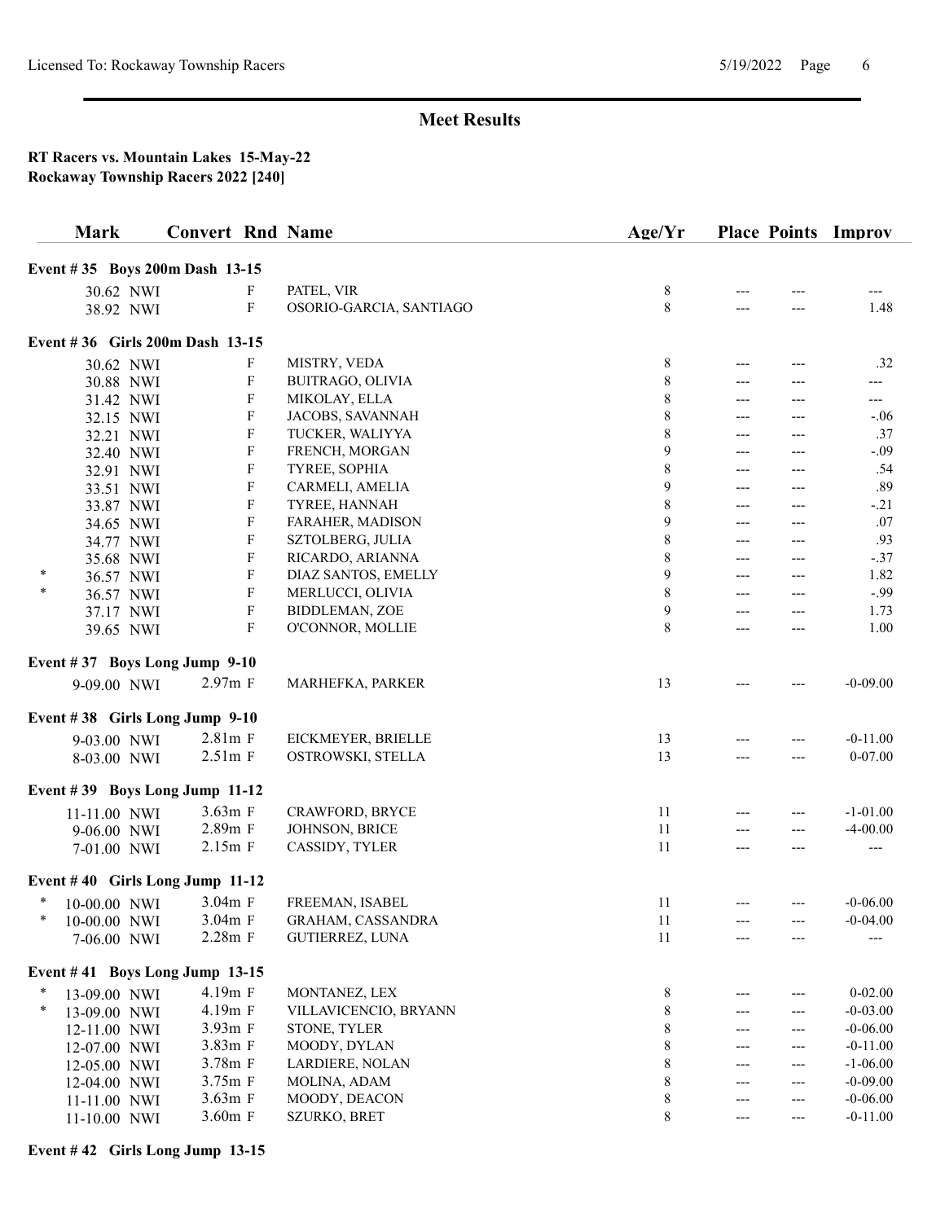## Meet Results

**RT Racers vs. Mountain Lakes 15-May-22**
**Rockaway Township Racers 2022 [240]**

| | Mark | | Convert | Rnd | Name | Age/Yr | Place | Points | Improv |
|---|---|---|---|---|---|---|---|---|---|
| **Event # 35 Boys 200m Dash 13-15** | | | | | | | | | |
| | 30.62 | NWI | | F | PATEL, VIR | 8 | --- | --- | --- |
| | 38.92 | NWI | | F | OSORIO-GARCIA, SANTIAGO | 8 | --- | --- | 1.48 |
| **Event # 36 Girls 200m Dash 13-15** | | | | | | | | | |
| | 30.62 | NWI | | F | MISTRY, VEDA | 8 | --- | --- | .32 |
| | 30.88 | NWI | | F | BUITRAGO, OLIVIA | 8 | --- | --- | --- |
| | 31.42 | NWI | | F | MIKOLAY, ELLA | 8 | --- | --- | --- |
| | 32.15 | NWI | | F | JACOBS, SAVANNAH | 8 | --- | --- | -.06 |
| | 32.21 | NWI | | F | TUCKER, WALIYYA | 8 | --- | --- | .37 |
| | 32.40 | NWI | | F | FRENCH, MORGAN | 9 | --- | --- | -.09 |
| | 32.91 | NWI | | F | TYREE, SOPHIA | 8 | --- | --- | .54 |
| | 33.51 | NWI | | F | CARMELI, AMELIA | 9 | --- | --- | .89 |
| | 33.87 | NWI | | F | TYREE, HANNAH | 8 | --- | --- | -.21 |
| | 34.65 | NWI | | F | FARAHER, MADISON | 9 | --- | --- | .07 |
| | 34.77 | NWI | | F | SZTOLBERG, JULIA | 8 | --- | --- | .93 |
| | 35.68 | NWI | | F | RICARDO, ARIANNA | 8 | --- | --- | -.37 |
| * | 36.57 | NWI | | F | DIAZ SANTOS, EMELLY | 9 | --- | --- | 1.82 |
| * | 36.57 | NWI | | F | MERLUCCI, OLIVIA | 8 | --- | --- | -.99 |
| | 37.17 | NWI | | F | BIDDLEMAN, ZOE | 9 | --- | --- | 1.73 |
| | 39.65 | NWI | | F | O'CONNOR, MOLLIE | 8 | --- | --- | 1.00 |
| **Event # 37 Boys Long Jump 9-10** | | | | | | | | | |
| | 9-09.00 | NWI | 2.97m | F | MARHEFKA, PARKER | 13 | --- | --- | -0-09.00 |
| **Event # 38 Girls Long Jump 9-10** | | | | | | | | | |
| | 9-03.00 | NWI | 2.81m | F | EICKMEYER, BRIELLE | 13 | --- | --- | -0-11.00 |
| | 8-03.00 | NWI | 2.51m | F | OSTROWSKI, STELLA | 13 | --- | --- | 0-07.00 |
| **Event # 39 Boys Long Jump 11-12** | | | | | | | | | |
| | 11-11.00 | NWI | 3.63m | F | CRAWFORD, BRYCE | 11 | --- | --- | -1-01.00 |
| | 9-06.00 | NWI | 2.89m | F | JOHNSON, BRICE | 11 | --- | --- | -4-00.00 |
| | 7-01.00 | NWI | 2.15m | F | CASSIDY, TYLER | 11 | --- | --- | --- |
| **Event # 40 Girls Long Jump 11-12** | | | | | | | | | |
| * | 10-00.00 | NWI | 3.04m | F | FREEMAN, ISABEL | 11 | --- | --- | -0-06.00 |
| * | 10-00.00 | NWI | 3.04m | F | GRAHAM, CASSANDRA | 11 | --- | --- | -0-04.00 |
| | 7-06.00 | NWI | 2.28m | F | GUTIERREZ, LUNA | 11 | --- | --- | --- |
| **Event # 41 Boys Long Jump 13-15** | | | | | | | | | |
| * | 13-09.00 | NWI | 4.19m | F | MONTANEZ, LEX | 8 | --- | --- | 0-02.00 |
| * | 13-09.00 | NWI | 4.19m | F | VILLAVICENCIO, BRYANN | 8 | --- | --- | -0-03.00 |
| | 12-11.00 | NWI | 3.93m | F | STONE, TYLER | 8 | --- | --- | -0-06.00 |
| | 12-07.00 | NWI | 3.83m | F | MOODY, DYLAN | 8 | --- | --- | -0-11.00 |
| | 12-05.00 | NWI | 3.78m | F | LARDIERE, NOLAN | 8 | --- | --- | -1-06.00 |
| | 12-04.00 | NWI | 3.75m | F | MOLINA, ADAM | 8 | --- | --- | -0-09.00 |
| | 11-11.00 | NWI | 3.63m | F | MOODY, DEACON | 8 | --- | --- | -0-06.00 |
| | 11-10.00 | NWI | 3.60m | F | SZURKO, BRET | 8 | --- | --- | -0-11.00 |

**Event # 42 Girls Long Jump 13-15**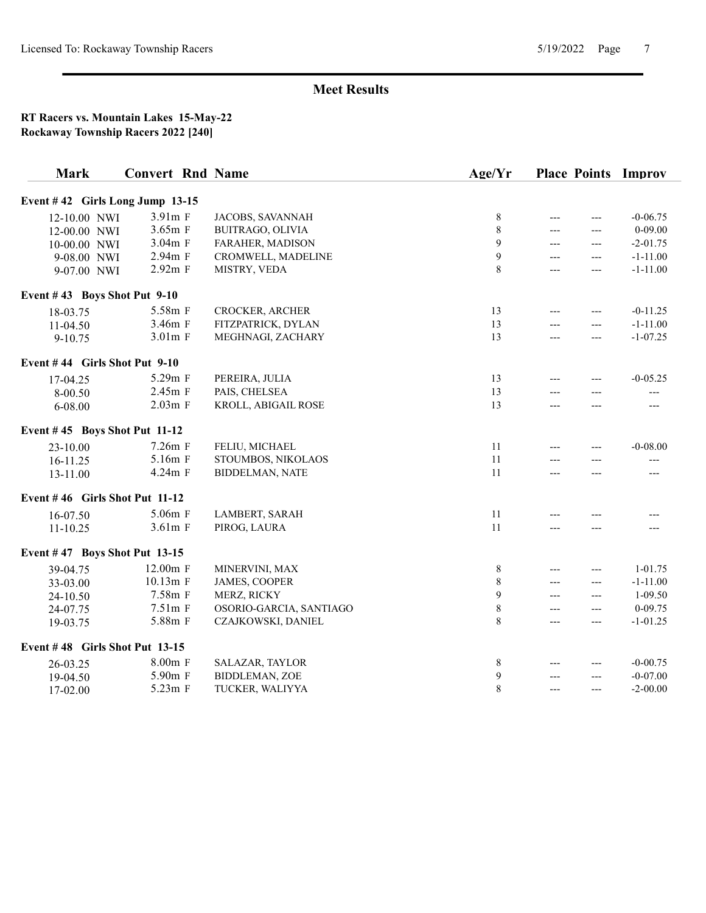## Meet Results

**RT Racers vs. Mountain Lakes 15-May-22**
**Rockaway Township Racers 2022 [240]**

| Mark | Convert | Rnd | Name | Age/Yr | Place | Points | Improv |
|---|---|---|---|---|---|---|---|
| **Event # 42 Girls Long Jump 13-15** | | | | | | | |
| 12-10.00 NWI | 3.91m F | | JACOBS, SAVANNAH | 8 | --- | --- | -0-06.75 |
| 12-00.00 NWI | 3.65m F | | BUITRAGO, OLIVIA | 8 | --- | --- | 0-09.00 |
| 10-00.00 NWI | 3.04m F | | FARAHER, MADISON | 9 | --- | --- | -2-01.75 |
| 9-08.00 NWI | 2.94m F | | CROMWELL, MADELINE | 9 | --- | --- | -1-11.00 |
| 9-07.00 NWI | 2.92m F | | MISTRY, VEDA | 8 | --- | --- | -1-11.00 |
| **Event # 43 Boys Shot Put 9-10** | | | | | | | |
| 18-03.75 | 5.58m F | | CROCKER, ARCHER | 13 | --- | --- | -0-11.25 |
| 11-04.50 | 3.46m F | | FITZPATRICK, DYLAN | 13 | --- | --- | -1-11.00 |
| 9-10.75 | 3.01m F | | MEGHNAGI, ZACHARY | 13 | --- | --- | -1-07.25 |
| **Event # 44 Girls Shot Put 9-10** | | | | | | | |
| 17-04.25 | 5.29m F | | PEREIRA, JULIA | 13 | --- | --- | -0-05.25 |
| 8-00.50 | 2.45m F | | PAIS, CHELSEA | 13 | --- | --- | --- |
| 6-08.00 | 2.03m F | | KROLL, ABIGAIL ROSE | 13 | --- | --- | --- |
| **Event # 45 Boys Shot Put 11-12** | | | | | | | |
| 23-10.00 | 7.26m F | | FELIU, MICHAEL | 11 | --- | --- | -0-08.00 |
| 16-11.25 | 5.16m F | | STOUMBOS, NIKOLAOS | 11 | --- | --- | --- |
| 13-11.00 | 4.24m F | | BIDDELMAN, NATE | 11 | --- | --- | --- |
| **Event # 46 Girls Shot Put 11-12** | | | | | | | |
| 16-07.50 | 5.06m F | | LAMBERT, SARAH | 11 | --- | --- | --- |
| 11-10.25 | 3.61m F | | PIROG, LAURA | 11 | --- | --- | --- |
| **Event # 47 Boys Shot Put 13-15** | | | | | | | |
| 39-04.75 | 12.00m F | | MINERVINI, MAX | 8 | --- | --- | 1-01.75 |
| 33-03.00 | 10.13m F | | JAMES, COOPER | 8 | --- | --- | -1-11.00 |
| 24-10.50 | 7.58m F | | MERZ, RICKY | 9 | --- | --- | 1-09.50 |
| 24-07.75 | 7.51m F | | OSORIO-GARCIA, SANTIAGO | 8 | --- | --- | 0-09.75 |
| 19-03.75 | 5.88m F | | CZAJKOWSKI, DANIEL | 8 | --- | --- | -1-01.25 |
| **Event # 48 Girls Shot Put 13-15** | | | | | | | |
| 26-03.25 | 8.00m F | | SALAZAR, TAYLOR | 8 | --- | --- | -0-00.75 |
| 19-04.50 | 5.90m F | | BIDDLEMAN, ZOE | 9 | --- | --- | -0-07.00 |
| 17-02.00 | 5.23m F | | TUCKER, WALIYYA | 8 | --- | --- | -2-00.00 |